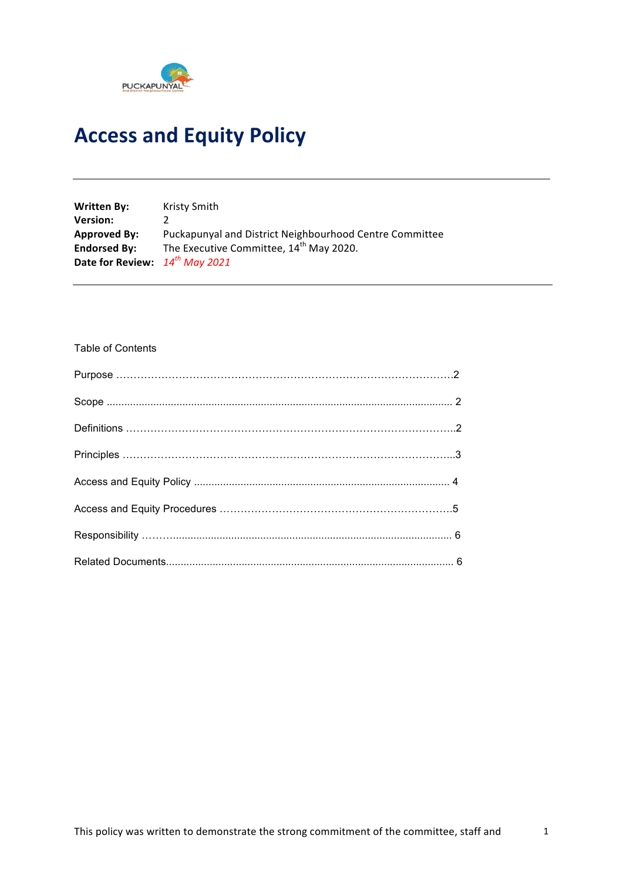# Access and Equity Policy

---

| | |
|---|---|
| **Written By:** | Kristy Smith |
| **Version:** | 2 |
| **Approved By:** | Puckapunyal and District Neighbourhood Centre Committee |
| **Endorsed By:** | The Executive Committee, 14th May 2020. |
| **Date for Review:** | *14th May 2021* |

---

Table of Contents

Purpose ………………………………………………………………………………………2

Scope ........................................................................................................................ 2

Definitions ……………………………………………………………………………………2

Principles ……………………………………………………………………………………3

Access and Equity Policy ........................................................................................ 4

Access and Equity Procedures ……………………………………………………………5

Responsibility ……….................................................................................................. 6

Related Documents.................................................................................................... 6

This policy was written to demonstrate the strong commitment of the committee, staff and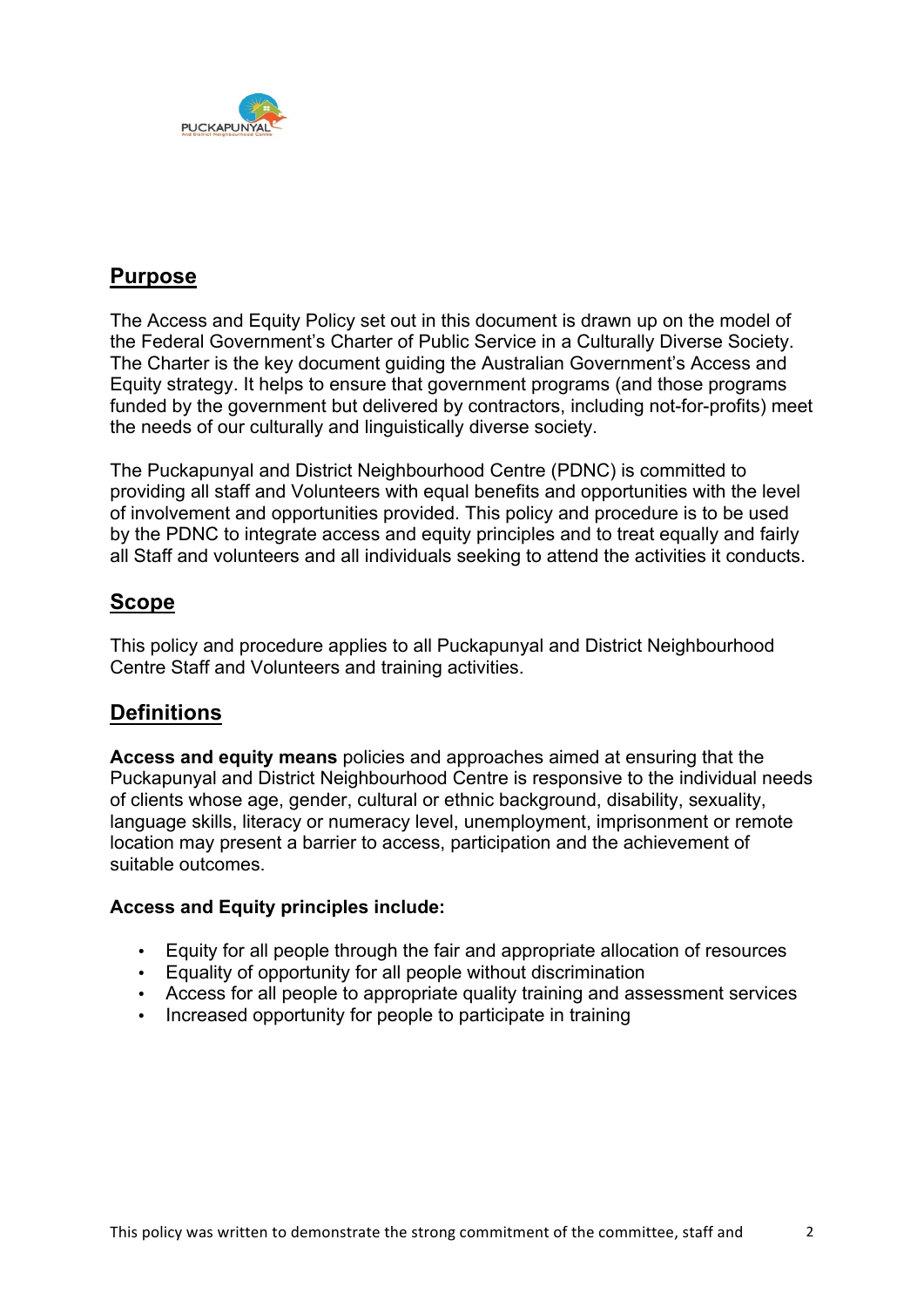## Purpose

The Access and Equity Policy set out in this document is drawn up on the model of the Federal Government's Charter of Public Service in a Culturally Diverse Society. The Charter is the key document guiding the Australian Government's Access and Equity strategy. It helps to ensure that government programs (and those programs funded by the government but delivered by contractors, including not-for-profits) meet the needs of our culturally and linguistically diverse society.

The Puckapunyal and District Neighbourhood Centre (PDNC) is committed to providing all staff and Volunteers with equal benefits and opportunities with the level of involvement and opportunities provided. This policy and procedure is to be used by the PDNC to integrate access and equity principles and to treat equally and fairly all Staff and volunteers and all individuals seeking to attend the activities it conducts.

## Scope

This policy and procedure applies to all Puckapunyal and District Neighbourhood Centre Staff and Volunteers and training activities.

## Definitions

**Access and equity means** policies and approaches aimed at ensuring that the Puckapunyal and District Neighbourhood Centre is responsive to the individual needs of clients whose age, gender, cultural or ethnic background, disability, sexuality, language skills, literacy or numeracy level, unemployment, imprisonment or remote location may present a barrier to access, participation and the achievement of suitable outcomes.

**Access and Equity principles include:**

- Equity for all people through the fair and appropriate allocation of resources
- Equality of opportunity for all people without discrimination
- Access for all people to appropriate quality training and assessment services
- Increased opportunity for people to participate in training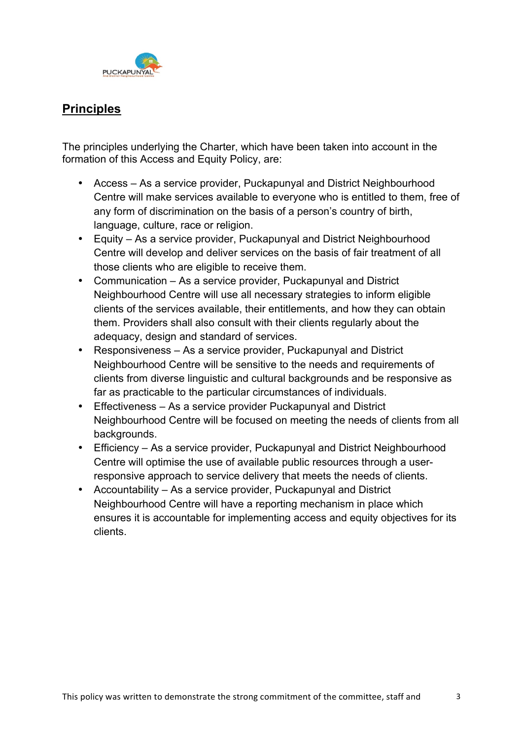## Principles

The principles underlying the Charter, which have been taken into account in the formation of this Access and Equity Policy, are:

- Access – As a service provider, Puckapunyal and District Neighbourhood Centre will make services available to everyone who is entitled to them, free of any form of discrimination on the basis of a person's country of birth, language, culture, race or religion.
- Equity – As a service provider, Puckapunyal and District Neighbourhood Centre will develop and deliver services on the basis of fair treatment of all those clients who are eligible to receive them.
- Communication – As a service provider, Puckapunyal and District Neighbourhood Centre will use all necessary strategies to inform eligible clients of the services available, their entitlements, and how they can obtain them. Providers shall also consult with their clients regularly about the adequacy, design and standard of services.
- Responsiveness – As a service provider, Puckapunyal and District Neighbourhood Centre will be sensitive to the needs and requirements of clients from diverse linguistic and cultural backgrounds and be responsive as far as practicable to the particular circumstances of individuals.
- Effectiveness – As a service provider Puckapunyal and District Neighbourhood Centre will be focused on meeting the needs of clients from all backgrounds.
- Efficiency – As a service provider, Puckapunyal and District Neighbourhood Centre will optimise the use of available public resources through a user-responsive approach to service delivery that meets the needs of clients.
- Accountability – As a service provider, Puckapunyal and District Neighbourhood Centre will have a reporting mechanism in place which ensures it is accountable for implementing access and equity objectives for its clients.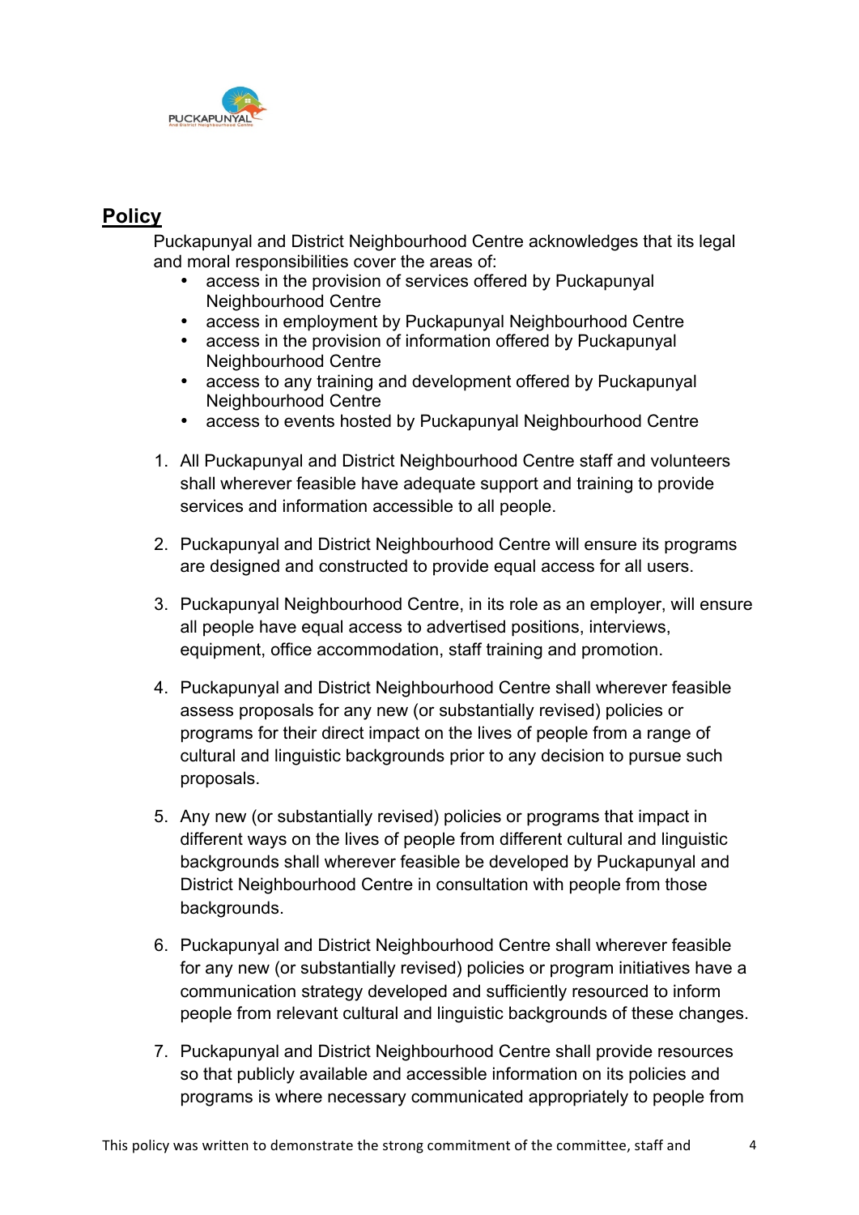## Policy

Puckapunyal and District Neighbourhood Centre acknowledges that its legal and moral responsibilities cover the areas of:

- access in the provision of services offered by Puckapunyal Neighbourhood Centre
- access in employment by Puckapunyal Neighbourhood Centre
- access in the provision of information offered by Puckapunyal Neighbourhood Centre
- access to any training and development offered by Puckapunyal Neighbourhood Centre
- access to events hosted by Puckapunyal Neighbourhood Centre

1. All Puckapunyal and District Neighbourhood Centre staff and volunteers shall wherever feasible have adequate support and training to provide services and information accessible to all people.

2. Puckapunyal and District Neighbourhood Centre will ensure its programs are designed and constructed to provide equal access for all users.

3. Puckapunyal Neighbourhood Centre, in its role as an employer, will ensure all people have equal access to advertised positions, interviews, equipment, office accommodation, staff training and promotion.

4. Puckapunyal and District Neighbourhood Centre shall wherever feasible assess proposals for any new (or substantially revised) policies or programs for their direct impact on the lives of people from a range of cultural and linguistic backgrounds prior to any decision to pursue such proposals.

5. Any new (or substantially revised) policies or programs that impact in different ways on the lives of people from different cultural and linguistic backgrounds shall wherever feasible be developed by Puckapunyal and District Neighbourhood Centre in consultation with people from those backgrounds.

6. Puckapunyal and District Neighbourhood Centre shall wherever feasible for any new (or substantially revised) policies or program initiatives have a communication strategy developed and sufficiently resourced to inform people from relevant cultural and linguistic backgrounds of these changes.

7. Puckapunyal and District Neighbourhood Centre shall provide resources so that publicly available and accessible information on its policies and programs is where necessary communicated appropriately to people from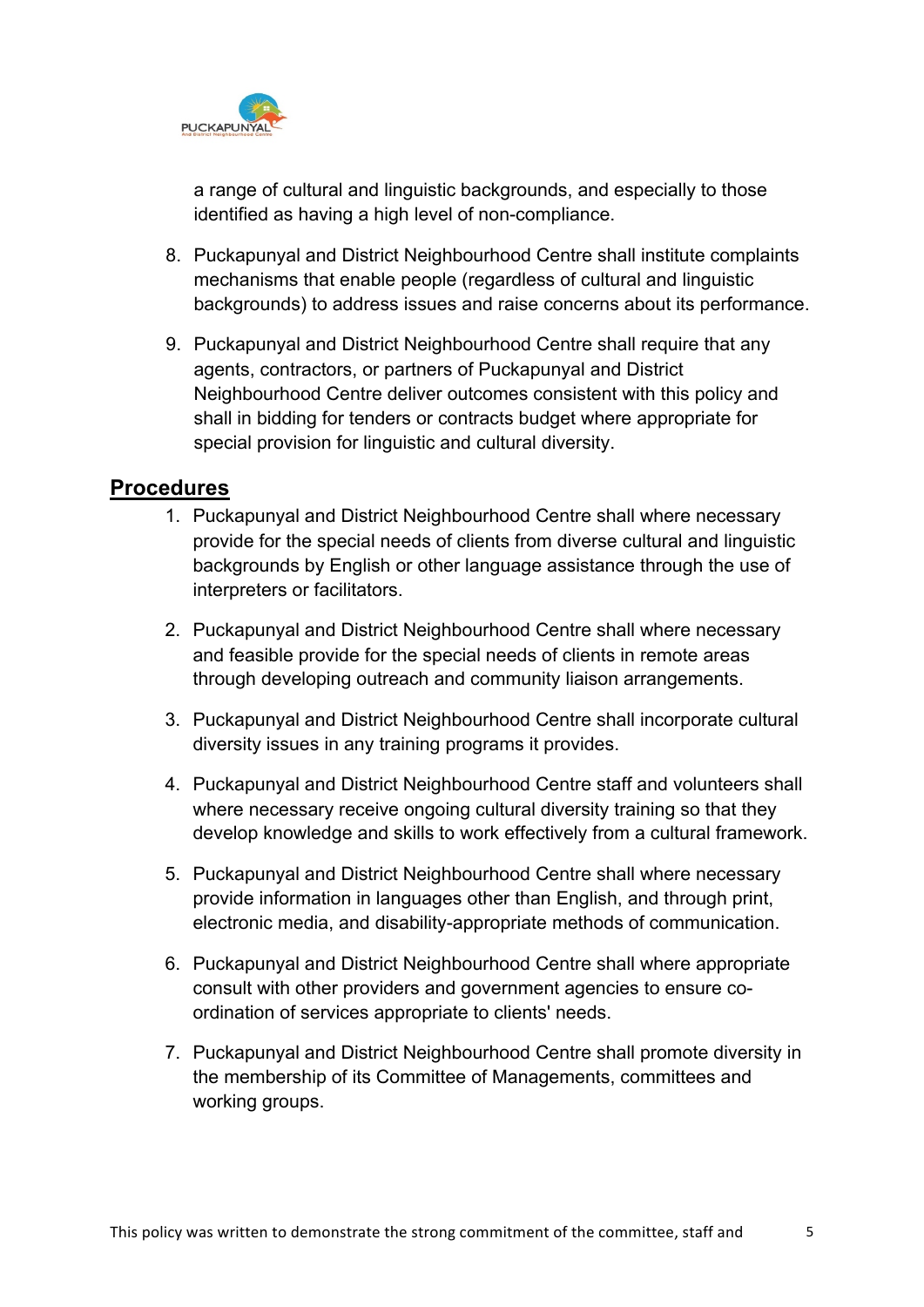a range of cultural and linguistic backgrounds, and especially to those identified as having a high level of non-compliance.

8. Puckapunyal and District Neighbourhood Centre shall institute complaints mechanisms that enable people (regardless of cultural and linguistic backgrounds) to address issues and raise concerns about its performance.

9. Puckapunyal and District Neighbourhood Centre shall require that any agents, contractors, or partners of Puckapunyal and District Neighbourhood Centre deliver outcomes consistent with this policy and shall in bidding for tenders or contracts budget where appropriate for special provision for linguistic and cultural diversity.

## Procedures

1. Puckapunyal and District Neighbourhood Centre shall where necessary provide for the special needs of clients from diverse cultural and linguistic backgrounds by English or other language assistance through the use of interpreters or facilitators.

2. Puckapunyal and District Neighbourhood Centre shall where necessary and feasible provide for the special needs of clients in remote areas through developing outreach and community liaison arrangements.

3. Puckapunyal and District Neighbourhood Centre shall incorporate cultural diversity issues in any training programs it provides.

4. Puckapunyal and District Neighbourhood Centre staff and volunteers shall where necessary receive ongoing cultural diversity training so that they develop knowledge and skills to work effectively from a cultural framework.

5. Puckapunyal and District Neighbourhood Centre shall where necessary provide information in languages other than English, and through print, electronic media, and disability-appropriate methods of communication.

6. Puckapunyal and District Neighbourhood Centre shall where appropriate consult with other providers and government agencies to ensure co-ordination of services appropriate to clients' needs.

7. Puckapunyal and District Neighbourhood Centre shall promote diversity in the membership of its Committee of Managements, committees and working groups.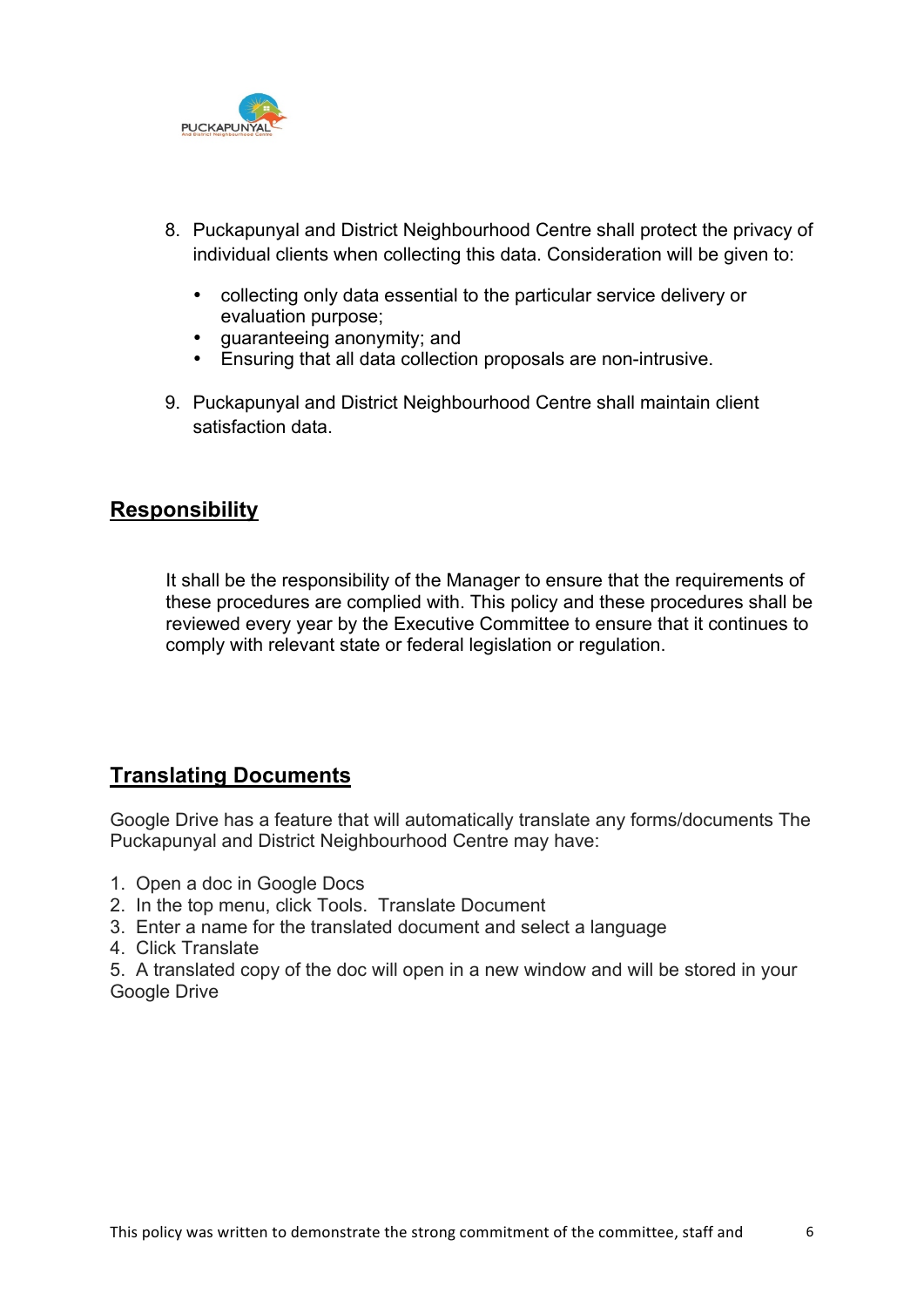8. Puckapunyal and District Neighbourhood Centre shall protect the privacy of individual clients when collecting this data. Consideration will be given to:
   - collecting only data essential to the particular service delivery or evaluation purpose;
   - guaranteeing anonymity; and
   - Ensuring that all data collection proposals are non-intrusive.
9. Puckapunyal and District Neighbourhood Centre shall maintain client satisfaction data.

## Responsibility

It shall be the responsibility of the Manager to ensure that the requirements of these procedures are complied with. This policy and these procedures shall be reviewed every year by the Executive Committee to ensure that it continues to comply with relevant state or federal legislation or regulation.

## Translating Documents

Google Drive has a feature that will automatically translate any forms/documents The Puckapunyal and District Neighbourhood Centre may have:

1. Open a doc in Google Docs
2. In the top menu, click Tools. Translate Document
3. Enter a name for the translated document and select a language
4. Click Translate
5. A translated copy of the doc will open in a new window and will be stored in your Google Drive